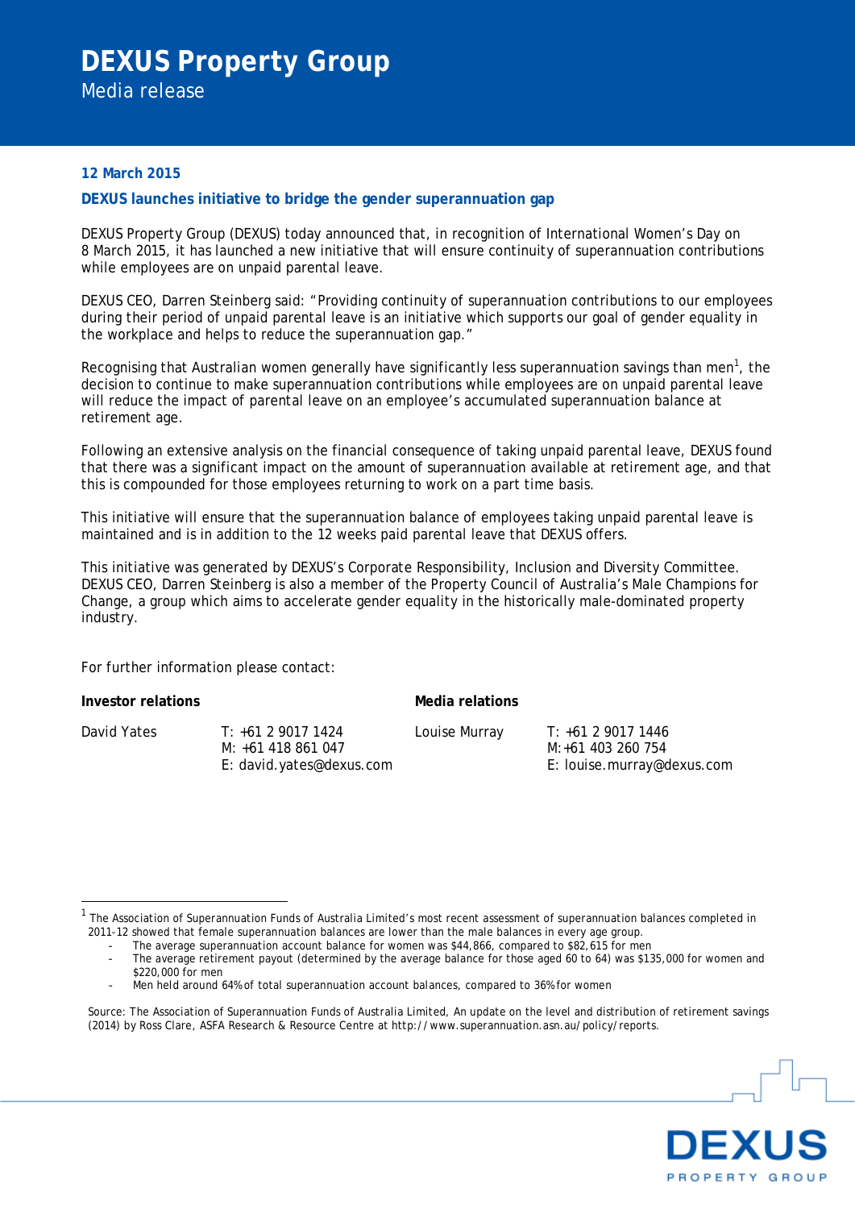# DEXUS Property Group

Media release

**12 March 2015**

## DEXUS launches initiative to bridge the gender superannuation gap

DEXUS Property Group (DEXUS) today announced that, in recognition of International Women's Day on 8 March 2015, it has launched a new initiative that will ensure continuity of superannuation contributions while employees are on unpaid parental leave.

DEXUS CEO, Darren Steinberg said: "Providing continuity of superannuation contributions to our employees during their period of unpaid parental leave is an initiative which supports our goal of gender equality in the workplace and helps to reduce the superannuation gap."

Recognising that Australian women generally have significantly less superannuation savings than men[1], the decision to continue to make superannuation contributions while employees are on unpaid parental leave will reduce the impact of parental leave on an employee's accumulated superannuation balance at retirement age.

Following an extensive analysis on the financial consequence of taking unpaid parental leave, DEXUS found that there was a significant impact on the amount of superannuation available at retirement age, and that this is compounded for those employees returning to work on a part time basis.

This initiative will ensure that the superannuation balance of employees taking unpaid parental leave is maintained and is in addition to the 12 weeks paid parental leave that DEXUS offers.

This initiative was generated by DEXUS's Corporate Responsibility, Inclusion and Diversity Committee. DEXUS CEO, Darren Steinberg is also a member of the Property Council of Australia's Male Champions for Change, a group which aims to accelerate gender equality in the historically male-dominated property industry.

For further information please contact:

| **Investor relations** | | **Media relations** | |
|---|---|---|---|
| David Yates | T: +61 2 9017 1424<br>M: +61 418 861 047<br>E: david.yates@dexus.com | Louise Murray | T: +61 2 9017 1446<br>M: +61 403 260 754<br>E: louise.murray@dexus.com |

---

[1] The Association of Superannuation Funds of Australia Limited's most recent assessment of superannuation balances completed in 2011-12 showed that female superannuation balances are lower than the male balances in every age group.

- The average superannuation account balance for women was $44,866, compared to $82,615 for men
- The average retirement payout (determined by the average balance for those aged 60 to 64) was $135,000 for women and $220,000 for men
- Men held around 64% of total superannuation account balances, compared to 36% for women

Source: The Association of Superannuation Funds of Australia Limited, An update on the level and distribution of retirement savings (2014) by Ross Clare, ASFA Research & Resource Centre at http://www.superannuation.asn.au/policy/reports.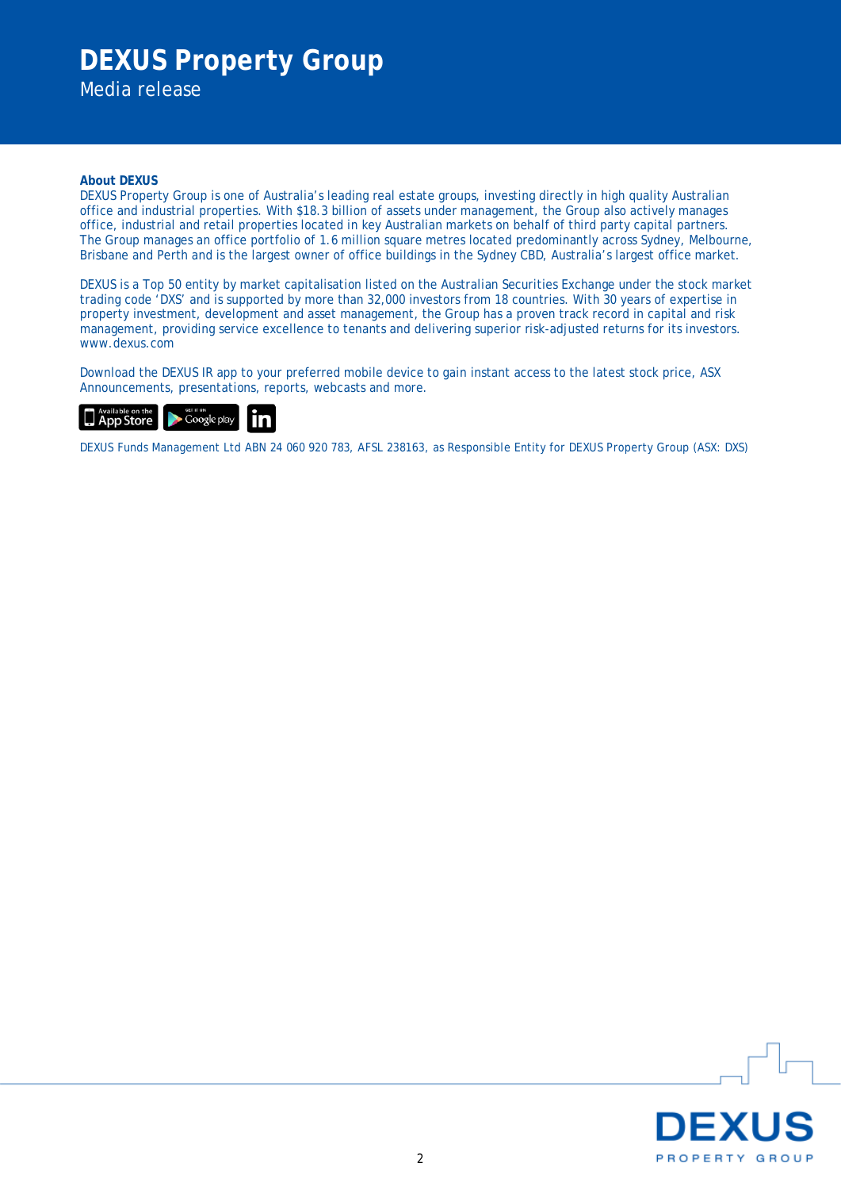**About DEXUS**

DEXUS Property Group is one of Australia's leading real estate groups, investing directly in high quality Australian office and industrial properties. With $18.3 billion of assets under management, the Group also actively manages office, industrial and retail properties located in key Australian markets on behalf of third party capital partners. The Group manages an office portfolio of 1.6 million square metres located predominantly across Sydney, Melbourne, Brisbane and Perth and is the largest owner of office buildings in the Sydney CBD, Australia's largest office market.

DEXUS is a Top 50 entity by market capitalisation listed on the Australian Securities Exchange under the stock market trading code 'DXS' and is supported by more than 32,000 investors from 18 countries. With 30 years of expertise in property investment, development and asset management, the Group has a proven track record in capital and risk management, providing service excellence to tenants and delivering superior risk-adjusted returns for its investors. www.dexus.com

Download the DEXUS IR app to your preferred mobile device to gain instant access to the latest stock price, ASX Announcements, presentations, reports, webcasts and more.

DEXUS Funds Management Ltd ABN 24 060 920 783, AFSL 238163, as Responsible Entity for DEXUS Property Group (ASX: DXS)